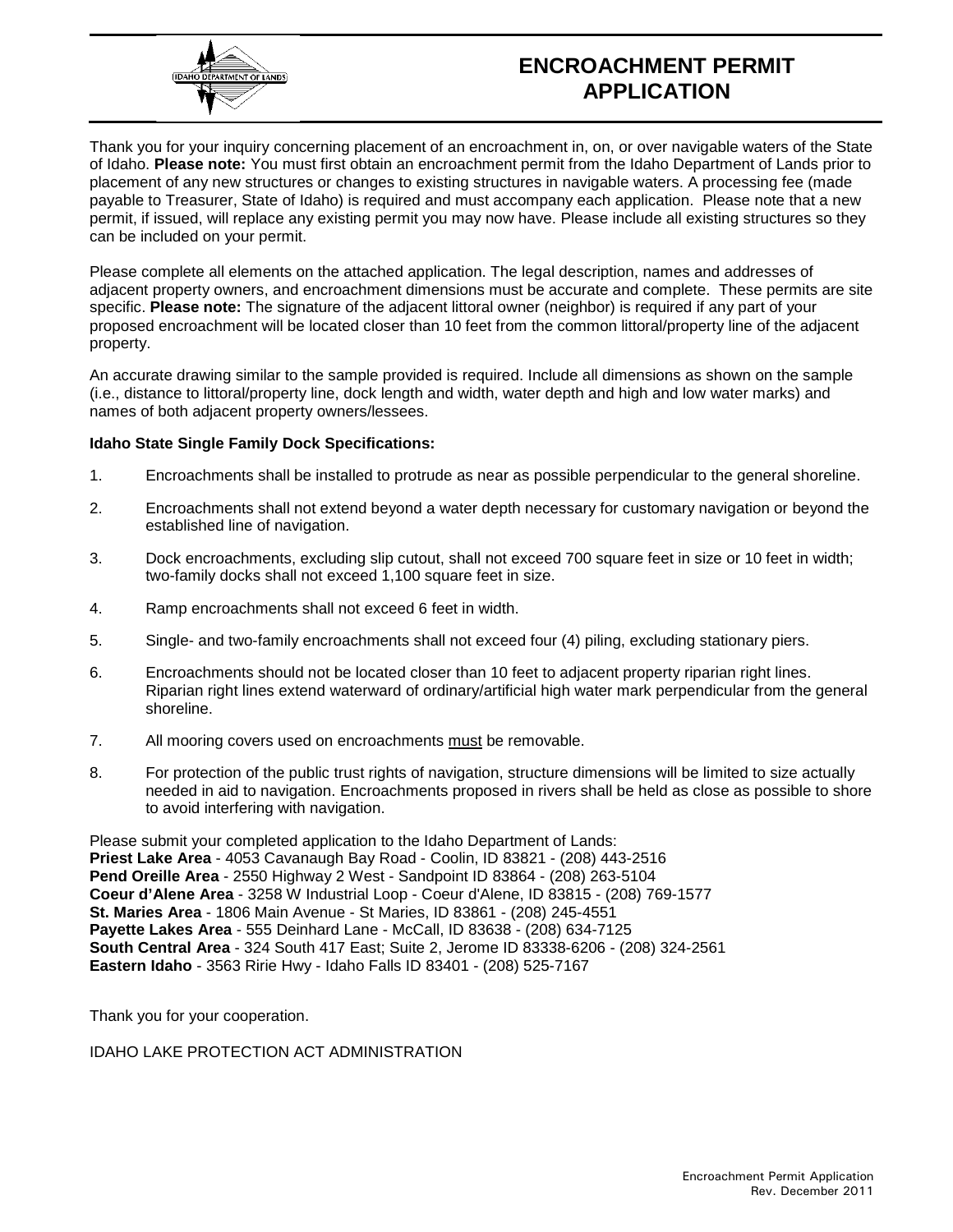# ENCROACHMENT PERMIT APPLICATION

Thank you for your inquiry concerning placement of an encroachment in, on, or over navigable waters of the State of Idaho. **Please note:** You must first obtain an encroachment permit from the Idaho Department of Lands prior to placement of any new structures or changes to existing structures in navigable waters. A processing fee (made payable to Treasurer, State of Idaho) is required and must accompany each application. Please note that a new permit, if issued, will replace any existing permit you may now have. Please include all existing structures so they can be included on your permit.

Please complete all elements on the attached application. The legal description, names and addresses of adjacent property owners, and encroachment dimensions must be accurate and complete. These permits are site specific. **Please note:** The signature of the adjacent littoral owner (neighbor) is required if any part of your proposed encroachment will be located closer than 10 feet from the common littoral/property line of the adjacent property.

An accurate drawing similar to the sample provided is required. Include all dimensions as shown on the sample (i.e., distance to littoral/property line, dock length and width, water depth and high and low water marks) and names of both adjacent property owners/lessees.

**Idaho State Single Family Dock Specifications:**

1. Encroachments shall be installed to protrude as near as possible perpendicular to the general shoreline.
2. Encroachments shall not extend beyond a water depth necessary for customary navigation or beyond the established line of navigation.
3. Dock encroachments, excluding slip cutout, shall not exceed 700 square feet in size or 10 feet in width; two-family docks shall not exceed 1,100 square feet in size.
4. Ramp encroachments shall not exceed 6 feet in width.
5. Single- and two-family encroachments shall not exceed four (4) piling, excluding stationary piers.
6. Encroachments should not be located closer than 10 feet to adjacent property riparian right lines. Riparian right lines extend waterward of ordinary/artificial high water mark perpendicular from the general shoreline.
7. All mooring covers used on encroachments must be removable.
8. For protection of the public trust rights of navigation, structure dimensions will be limited to size actually needed in aid to navigation. Encroachments proposed in rivers shall be held as close as possible to shore to avoid interfering with navigation.

Please submit your completed application to the Idaho Department of Lands:
**Priest Lake Area** - 4053 Cavanaugh Bay Road - Coolin, ID 83821 - (208) 443-2516
**Pend Oreille Area** - 2550 Highway 2 West - Sandpoint ID 83864 - (208) 263-5104
**Coeur d'Alene Area** - 3258 W Industrial Loop - Coeur d'Alene, ID 83815 - (208) 769-1577
**St. Maries Area** - 1806 Main Avenue - St Maries, ID 83861 - (208) 245-4551
**Payette Lakes Area** - 555 Deinhard Lane - McCall, ID 83638 - (208) 634-7125
**South Central Area** - 324 South 417 East; Suite 2, Jerome ID 83338-6206 - (208) 324-2561
**Eastern Idaho** - 3563 Ririe Hwy - Idaho Falls ID 83401 - (208) 525-7167

Thank you for your cooperation.

IDAHO LAKE PROTECTION ACT ADMINISTRATION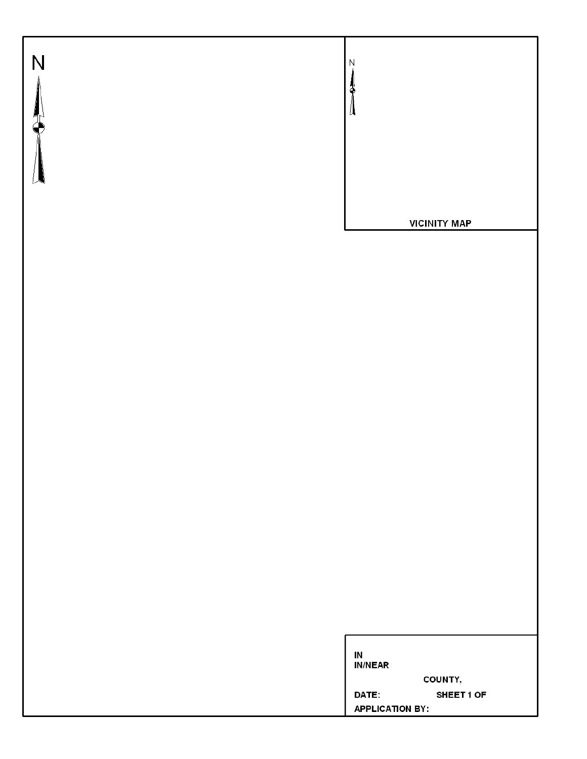N

N

VICINITY MAP

IN
IN/NEAR

COUNTY,

DATE: SHEET 1 OF

APPLICATION BY: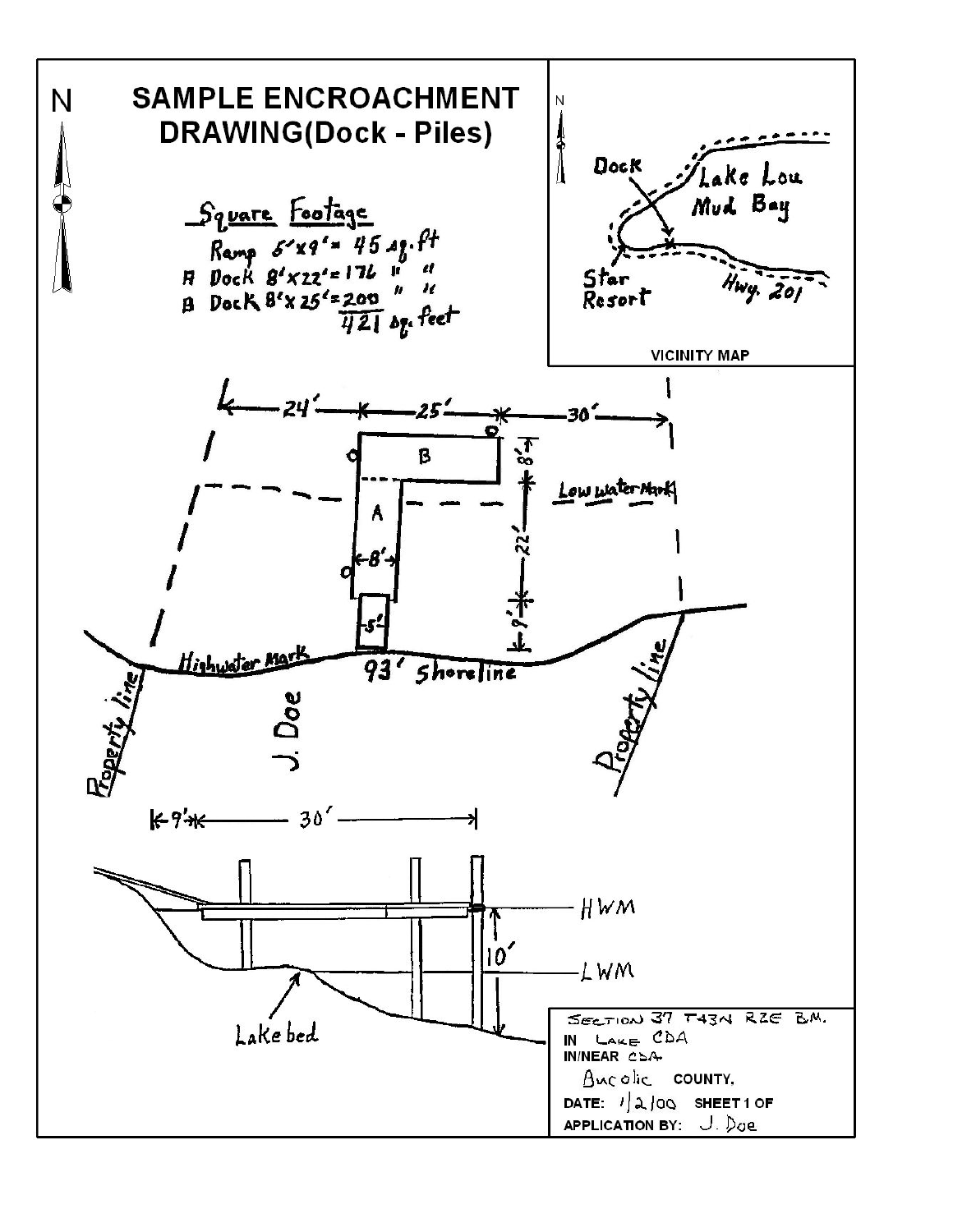# SAMPLE ENCROACHMENT DRAWING(Dock - Piles)

N

Square Footage

Ramp 5'x9' = 45 sq. ft

A Dock 8'x22' = 176 " "

B Dock 8'x25' = 200 " "

421 sq. feet

VICINITY MAP

Dock

Lake Lou Mud Bay

Star Resort

Hwy. 201

24'

25'

30'

B

8'

Low water Mark

A

8'

22'

5'

9'

Highwater Mark

93' Shoreline

Property line

J. Doe

Property line

9'

30'

HWM

10'

LWM

Lakebed

SECTION 37 T43N R2E B.M.

IN Lake CDA

IN/NEAR CDA

Bucolic COUNTY,

DATE: 1/2/00 SHEET 1 OF

APPLICATION BY: J. Doe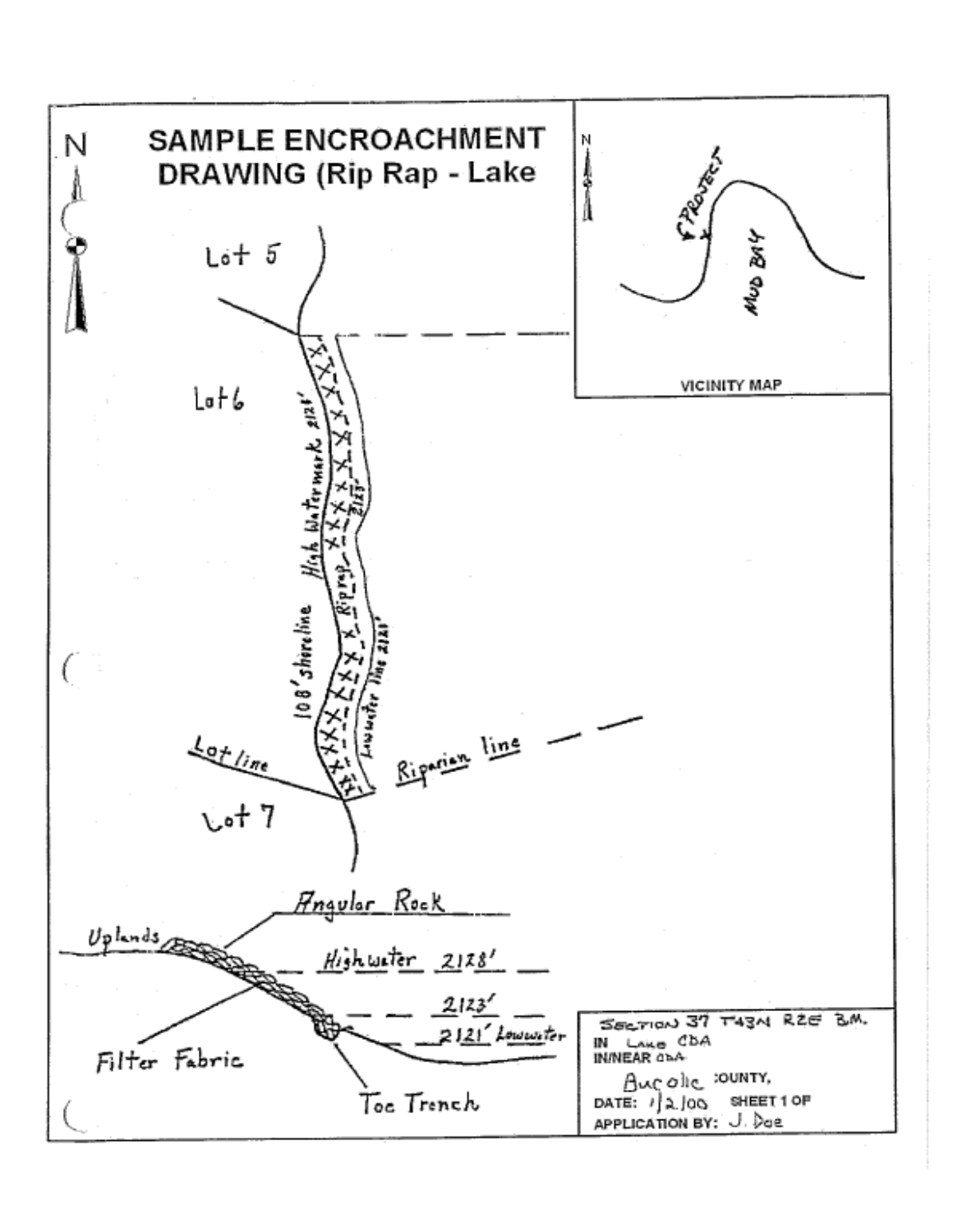# SAMPLE ENCROACHMENT DRAWING (Rip Rap - Lake

N

Lot 5

Lot 6

Lot 7

High Watermark 2128'

Riprap

2123'

Lowwater line 2121'

108' shoreline

Lot line

Riparian line

VICINITY MAP

N

PROJECT

MUD BAY

Angular Rock

Uplands

Highwater 2128'

2123'

2121' Lowwater

Filter Fabric

Toe Trench

SECTION 37 T43N R2E B.M.
IN Lake CDA
IN/NEAR CDA
Bucolic COUNTY,
DATE: 1/2/00 SHEET 1 OF
APPLICATION BY: J. Doe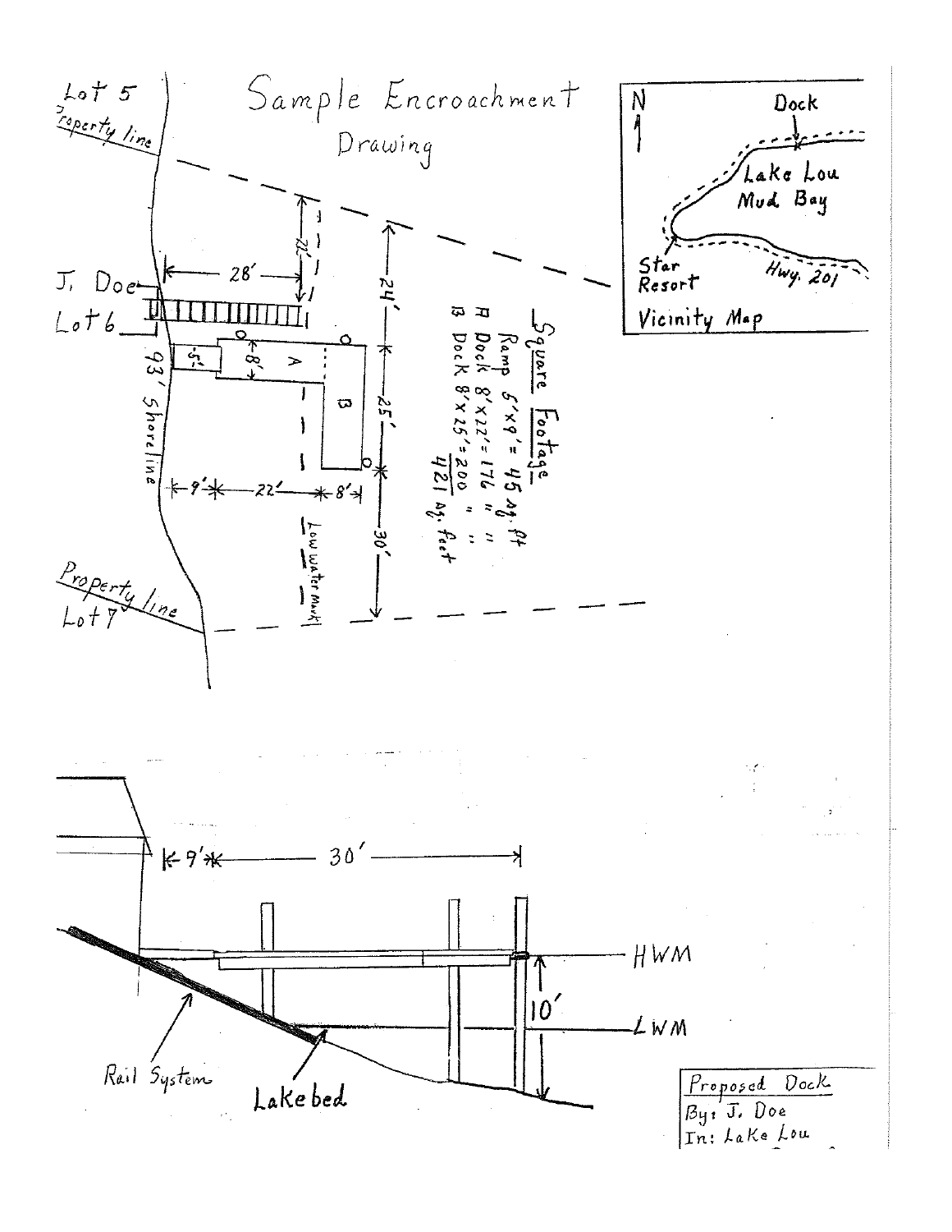# Sample Encroachment Drawing

Lot 5
Property line

J. Doe
Lot 6

28'

22'

24'

25'

30'

5'

8'

A

B

9'

22'

8'

93' Shoreline

Low water mark

Property line
Lot 7

Square Footage
Ramp 5'x9' = 45 sq. ft
A Dock 8'x22' = 176 " "
B Dock 8'x25' = 200 " "
421 sq. feet

N

Dock

Lake Lou
Mud Bay

Star Resort

Hwy. 201

Vicinity Map

9'

30'

HWM

10'

LWM

Rail System

Lakebed

Proposed Dock
By: J. Doe
In: Lake Lou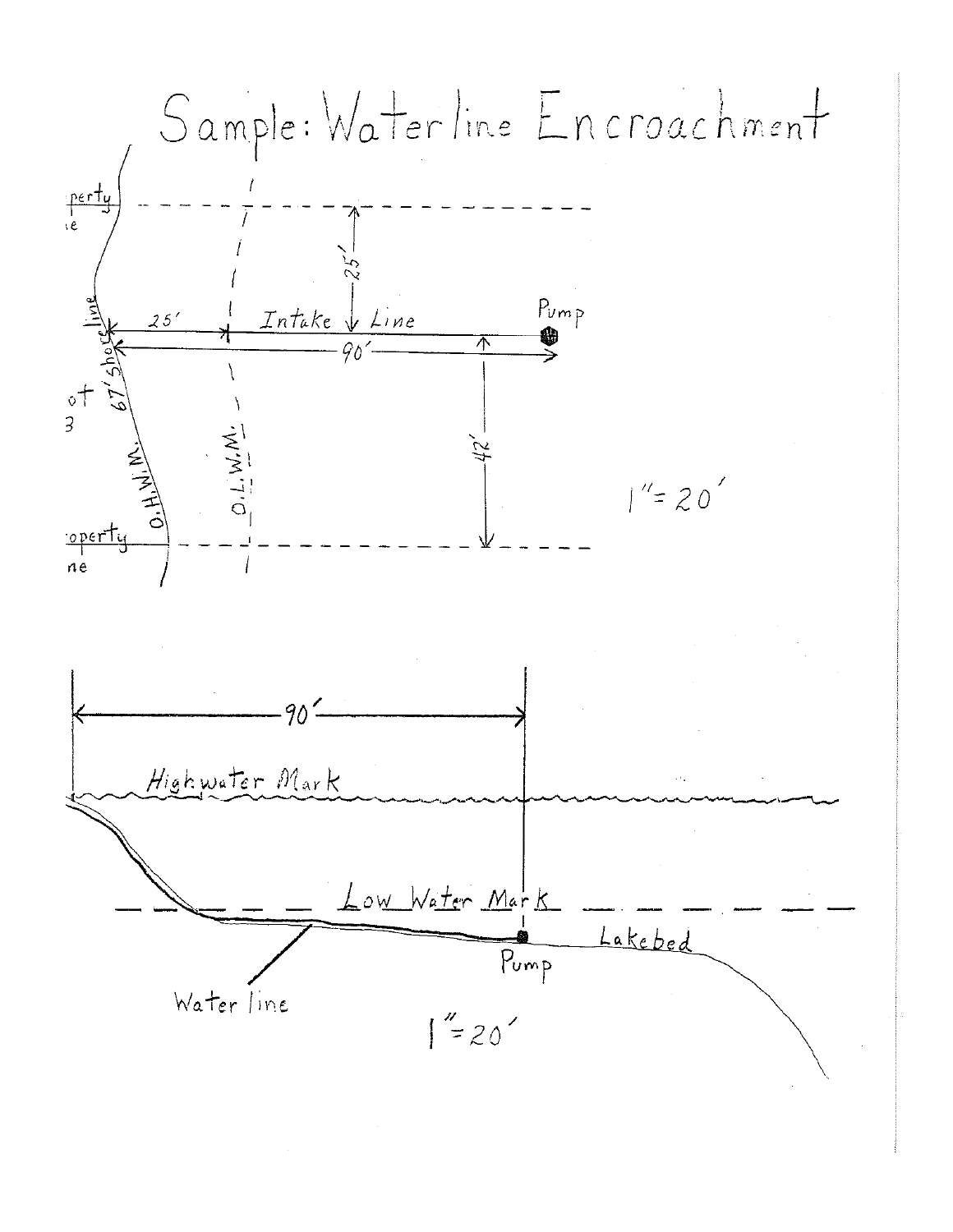# Sample: Waterline Encroachment

Property line

Property line

Lot 3

67' shoreline

O.H.W.M.

O.L.W.M.

25'

Intake Line

Pump

90'

25'

42'

1" = 20'

90'

Highwater Mark

Low Water Mark

Pump

Lakebed

Water line

1" = 20'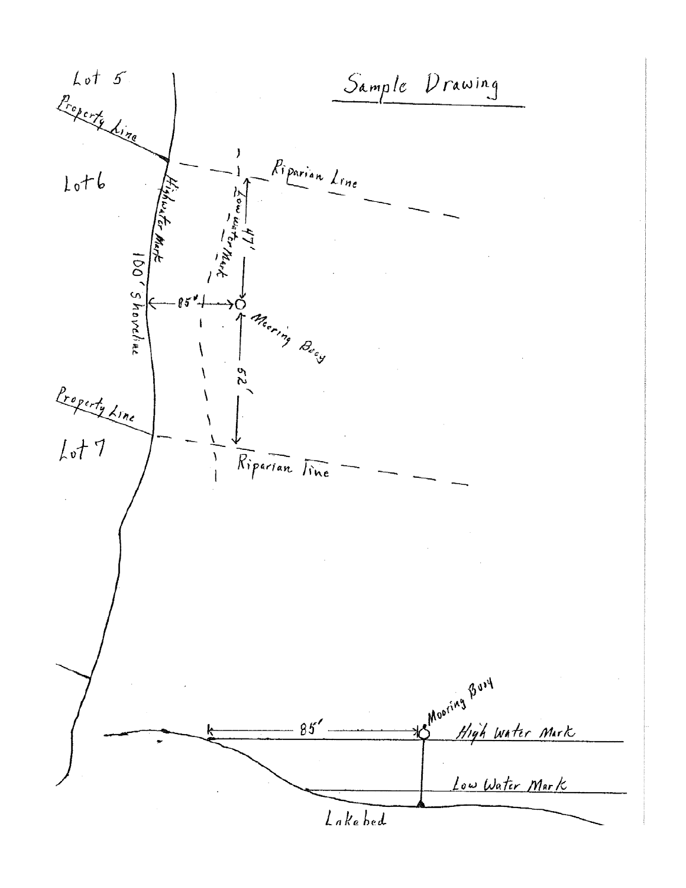# Sample Drawing

Lot 5

Property Line

Lot 6

Riparian Line

High Water Mark

Low Water Mark

47'

100' Shoreline

85'

Mooring Buoy

52'

Property Line

Lot 7

Riparian Line

Mooring Buoy

85'

High Water Mark

Low Water Mark

Lakebed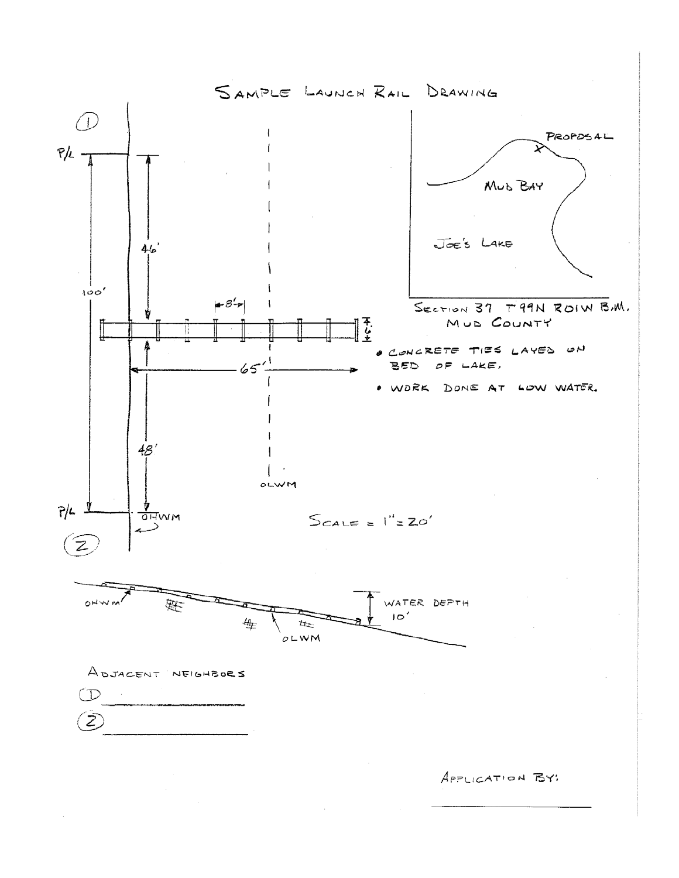# SAMPLE LAUNCH RAIL DRAWING

①

P/L

100'

46'

8'

4'6"

65'

48'

OLWM

P/L

OHWM

②

PROPOSAL

MUD BAY

JOE'S LAKE

SECTION 37 T99N R01W B.M.
MUD COUNTY

- CONCRETE TIES LAYED ON BED OF LAKE.
- WORK DONE AT LOW WATER.

SCALE = 1" = 20'

OHWM

WATER DEPTH 10'

OLWM

ADJACENT NEIGHBORS

① ____________________

② ____________________

APPLICATION BY:

____________________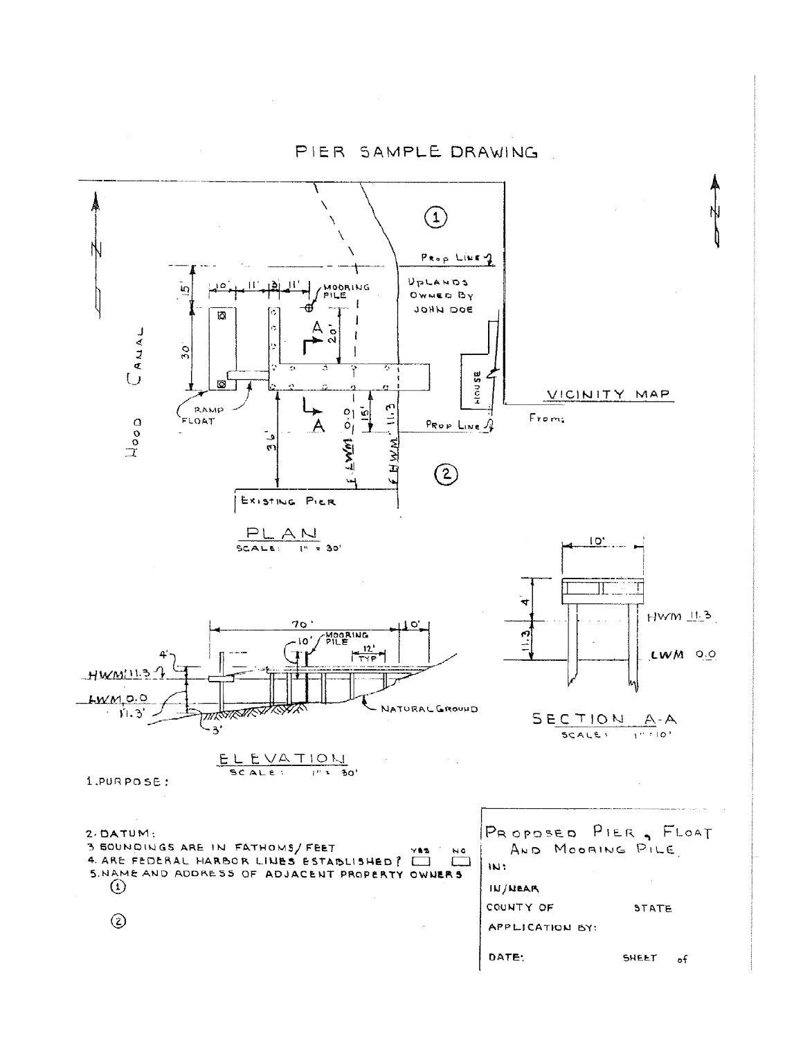# PIER SAMPLE DRAWING

N

HOOD CANAL

15'

10' 11' 3' 11'

MOORING PILE

30'

A

20'

UPLANDS OWNED BY JOHN DOE

(1)

PROP LINE

HOUSE

VICINITY MAP

From:

RAMP

FLOAT

A

0.0

15'

11.3

PROP LINE

36'

LWM

HWM

(2)

EXISTING PIER

N

PLAN

SCALE: 1" = 30'

70'

10'

10'

MOORING PILE

12' TYP

4'

HWM 11.3

LWM 0.0

11.3'

3'

NATURAL GROUND

ELEVATION

SCALE: 1" = 30'

10'

4'

11.3

HWM 11.3

LWM 0.0

SECTION A-A

SCALE: 1" = 10'

1. PURPOSE:

2. DATUM:

3. SOUNDINGS ARE IN FATHOMS/FEET

4. ARE FEDERAL HARBOR LINES ESTABLISHED? YES ☐ NO ☐

5. NAME AND ADDRESS OF ADJACENT PROPERTY OWNERS

(1)

(2)

PROPOSED PIER, FLOAT AND MOORING PILE

IN:

IN/NEAR

COUNTY OF STATE

APPLICATION BY:

DATE: SHEET of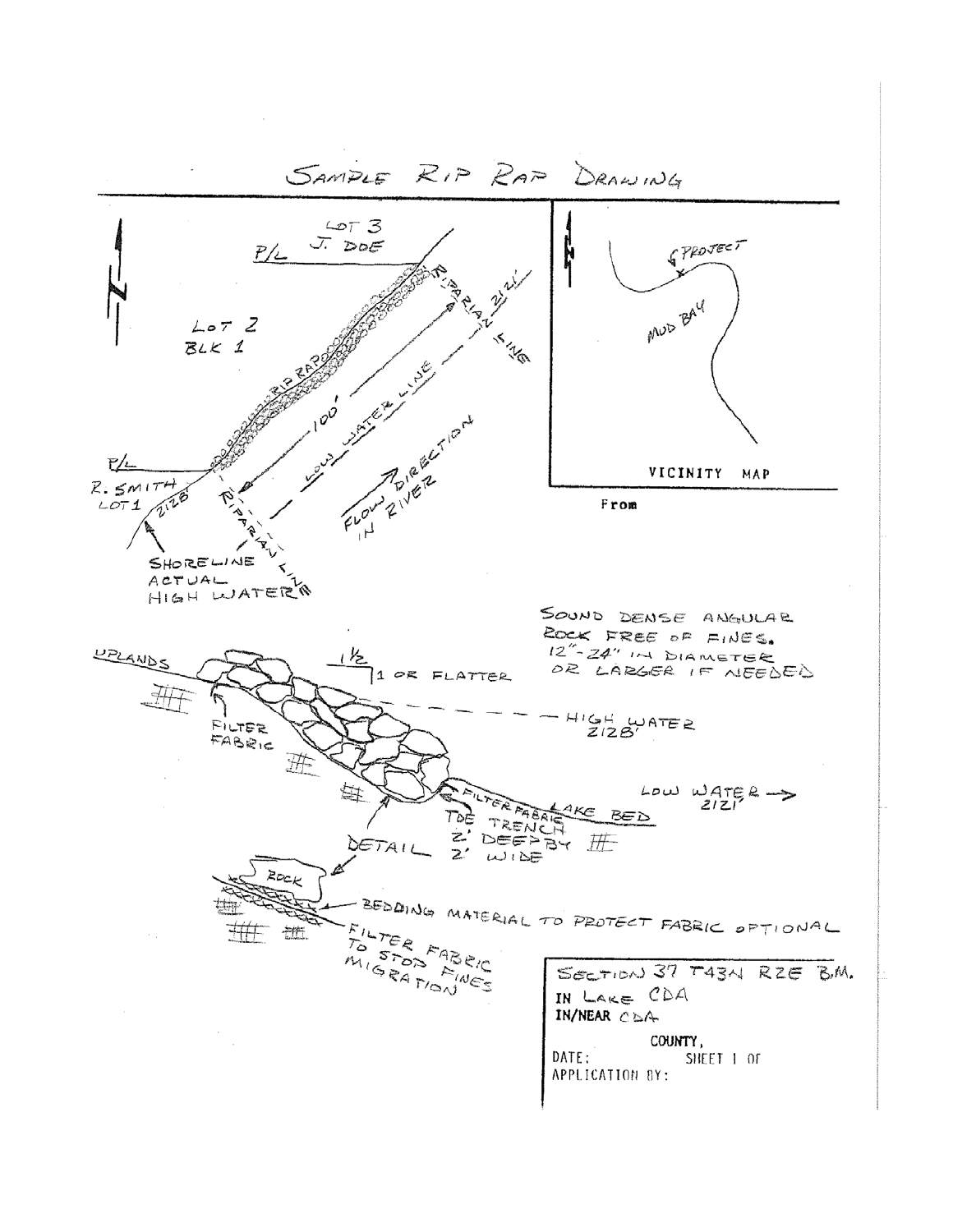# SAMPLE RIP RAP DRAWING

LOT 3
J. DOE

P/L

LOT 2
BLK 1

RIP RAP

RIPARIAN 2121' LINE

100'

LOW WATER LINE

FLOW DIRECTION IN RIVER

P/L

R. SMITH
LOT 1

2128'

RIPARIAN LINE

SHORELINE
ACTUAL
HIGH WATER

PROJECT

MUD BAY

VICINITY MAP

From

SOUND DENSE ANGULAR ROCK FREE OF FINES. 12"-24" IN DIAMETER OR LARGER IF NEEDED

UPLANDS

1½
1 OR FLATTER

FILTER FABRIC

HIGH WATER 2128'

LOW WATER 2121'

FILTER FABRIC

LAKE BED

TOE TRENCH 2' DEEP BY 2' WIDE

DETAIL

ROCK

BEDDING MATERIAL TO PROTECT FABRIC OPTIONAL

FILTER FABRIC TO STOP FINES MIGRATION

SECTION 37 T43N R2E B.M.
IN LAKE CDA
IN/NEAR CDA
COUNTY,
DATE: SHEET 1 OF
APPLICATION BY: